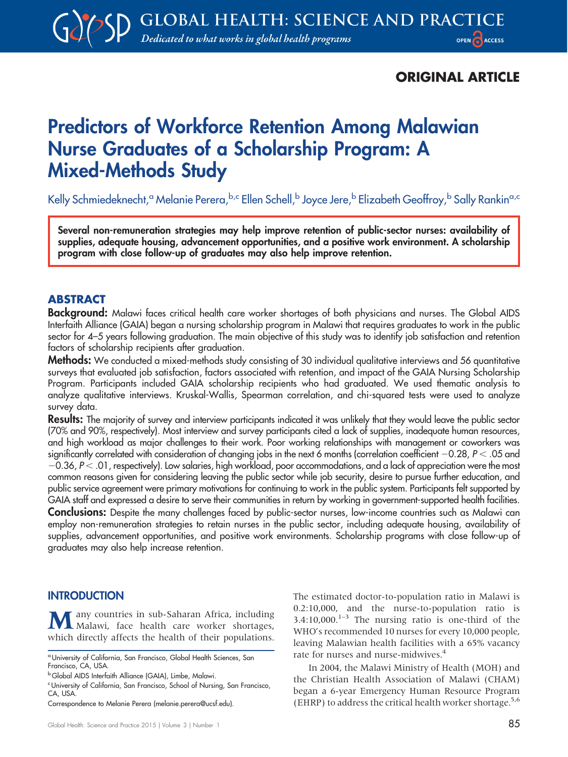ORIGINAL ARTICLE

# Predictors of Workforce Retention Among Malawian Nurse Graduates of a Scholarship Program: A Mixed-Methods Study

Kelly Schmiedeknecht,[a] Melanie Perera,[b,c] Ellen Schell,[b] Joyce Jere,[b] Elizabeth Geoffroy,[b] Sally Rankin[a,c]

**Several non-remuneration strategies may help improve retention of public-sector nurses: availability of supplies, adequate housing, advancement opportunities, and a positive work environment. A scholarship program with close follow-up of graduates may also help improve retention.**

## ABSTRACT

**Background:** Malawi faces critical health care worker shortages of both physicians and nurses. The Global AIDS Interfaith Alliance (GAIA) began a nursing scholarship program in Malawi that requires graduates to work in the public sector for 4–5 years following graduation. The main objective of this study was to identify job satisfaction and retention factors of scholarship recipients after graduation.

**Methods:** We conducted a mixed-methods study consisting of 30 individual qualitative interviews and 56 quantitative surveys that evaluated job satisfaction, factors associated with retention, and impact of the GAIA Nursing Scholarship Program. Participants included GAIA scholarship recipients who had graduated. We used thematic analysis to analyze qualitative interviews. Kruskal-Wallis, Spearman correlation, and chi-squared tests were used to analyze survey data.

**Results:** The majority of survey and interview participants indicated it was unlikely that they would leave the public sector (70% and 90%, respectively). Most interview and survey participants cited a lack of supplies, inadequate human resources, and high workload as major challenges to their work. Poor working relationships with management or coworkers was significantly correlated with consideration of changing jobs in the next 6 months (correlation coefficient −0.28, $P < .05$ and −0.36, $P < .01$, respectively). Low salaries, high workload, poor accommodations, and a lack of appreciation were the most common reasons given for considering leaving the public sector while job security, desire to pursue further education, and public service agreement were primary motivations for continuing to work in the public system. Participants felt supported by GAIA staff and expressed a desire to serve their communities in return by working in government-supported health facilities.

**Conclusions:** Despite the many challenges faced by public-sector nurses, low-income countries such as Malawi can employ non-remuneration strategies to retain nurses in the public sector, including adequate housing, availability of supplies, advancement opportunities, and positive work environments. Scholarship programs with close follow-up of graduates may also help increase retention.

## INTRODUCTION

Many countries in sub-Saharan Africa, including Malawi, face health care worker shortages, which directly affects the health of their populations. The estimated doctor-to-population ratio in Malawi is 0.2:10,000, and the nurse-to-population ratio is 3.4:10,000.[1–3] The nursing ratio is one-third of the WHO's recommended 10 nurses for every 10,000 people, leaving Malawian health facilities with a 65% vacancy rate for nurses and nurse-midwives.[4]

In 2004, the Malawi Ministry of Health (MOH) and the Christian Health Association of Malawi (CHAM) began a 6-year Emergency Human Resource Program (EHRP) to address the critical health worker shortage.[5,6]

[a] University of California, San Francisco, Global Health Sciences, San Francisco, CA, USA.
[b] Global AIDS Interfaith Alliance (GAIA), Limbe, Malawi.
[c] University of California, San Francisco, School of Nursing, San Francisco, CA, USA.
Correspondence to Melanie Perera (melanie.perera@ucsf.edu).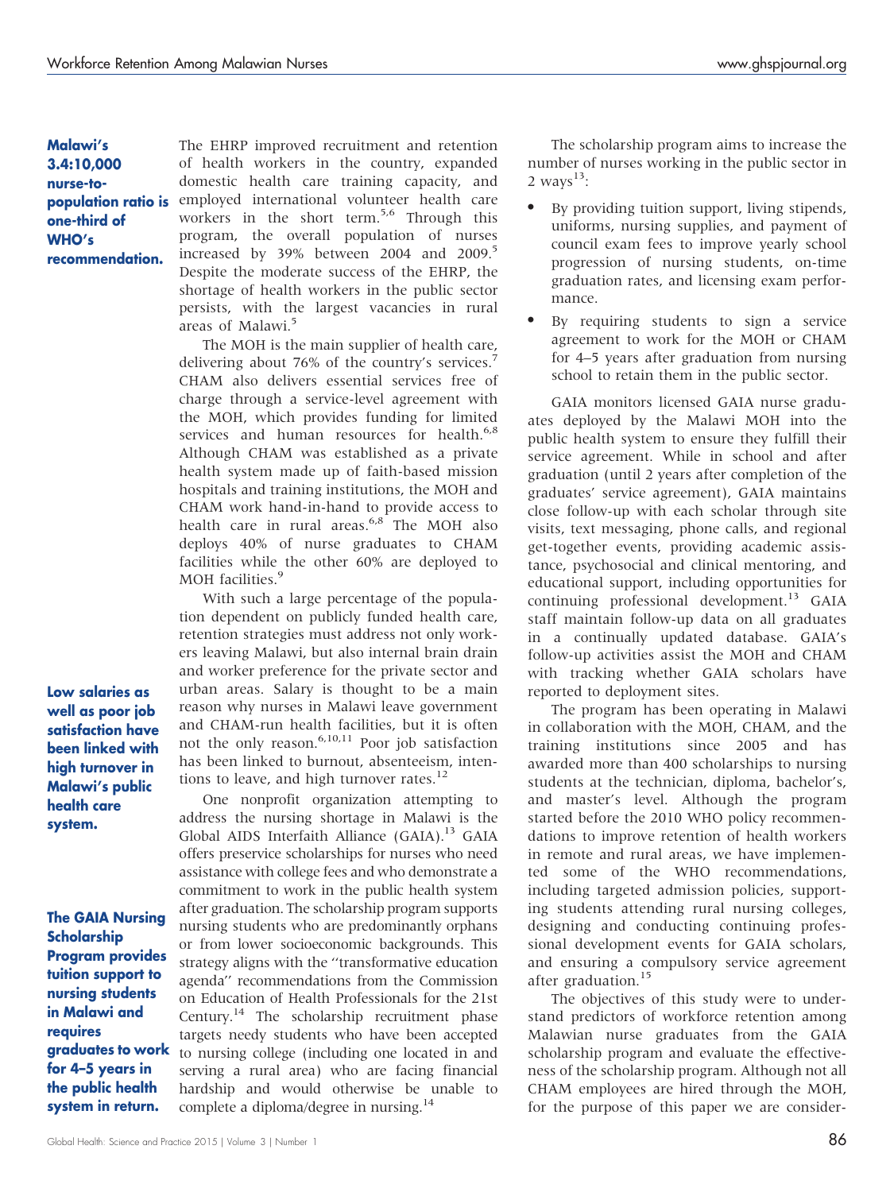The EHRP improved recruitment and retention of health workers in the country, expanded domestic health care training capacity, and employed international volunteer health care workers in the short term.[5,6] Through this program, the overall population of nurses increased by 39% between 2004 and 2009.[5] Despite the moderate success of the EHRP, the shortage of health workers in the public sector persists, with the largest vacancies in rural areas of Malawi.[5]

**Malawi's 3.4:10,000 nurse-to-population ratio is one-third of WHO's recommendation.**

The MOH is the main supplier of health care, delivering about 76% of the country's services.[7] CHAM also delivers essential services free of charge through a service-level agreement with the MOH, which provides funding for limited services and human resources for health.[6,8] Although CHAM was established as a private health system made up of faith-based mission hospitals and training institutions, the MOH and CHAM work hand-in-hand to provide access to health care in rural areas.[6,8] The MOH also deploys 40% of nurse graduates to CHAM facilities while the other 60% are deployed to MOH facilities.[9]

With such a large percentage of the population dependent on publicly funded health care, retention strategies must address not only workers leaving Malawi, but also internal brain drain and worker preference for the private sector and urban areas. Salary is thought to be a main reason why nurses in Malawi leave government and CHAM-run health facilities, but it is often not the only reason.[6,10,11] Poor job satisfaction has been linked to burnout, absenteeism, intentions to leave, and high turnover rates.[12]

**Low salaries as well as poor job satisfaction have been linked with high turnover in Malawi's public health care system.**

One nonprofit organization attempting to address the nursing shortage in Malawi is the Global AIDS Interfaith Alliance (GAIA).[13] GAIA offers preservice scholarships for nurses who need assistance with college fees and who demonstrate a commitment to work in the public health system after graduation. The scholarship program supports nursing students who are predominantly orphans or from lower socioeconomic backgrounds. This strategy aligns with the "transformative education agenda" recommendations from the Commission on Education of Health Professionals for the 21st Century.[14] The scholarship recruitment phase targets needy students who have been accepted to nursing college (including one located in and serving a rural area) who are facing financial hardship and would otherwise be unable to complete a diploma/degree in nursing.[14]

**The GAIA Nursing Scholarship Program provides tuition support to nursing students in Malawi and requires graduates to work for 4–5 years in the public health system in return.**

The scholarship program aims to increase the number of nurses working in the public sector in 2 ways[13]:

- By providing tuition support, living stipends, uniforms, nursing supplies, and payment of council exam fees to improve yearly school progression of nursing students, on-time graduation rates, and licensing exam performance.
- By requiring students to sign a service agreement to work for the MOH or CHAM for 4–5 years after graduation from nursing school to retain them in the public sector.

GAIA monitors licensed GAIA nurse graduates deployed by the Malawi MOH into the public health system to ensure they fulfill their service agreement. While in school and after graduation (until 2 years after completion of the graduates' service agreement), GAIA maintains close follow-up with each scholar through site visits, text messaging, phone calls, and regional get-together events, providing academic assistance, psychosocial and clinical mentoring, and educational support, including opportunities for continuing professional development.[13] GAIA staff maintain follow-up data on all graduates in a continually updated database. GAIA's follow-up activities assist the MOH and CHAM with tracking whether GAIA scholars have reported to deployment sites.

The program has been operating in Malawi in collaboration with the MOH, CHAM, and the training institutions since 2005 and has awarded more than 400 scholarships to nursing students at the technician, diploma, bachelor's, and master's level. Although the program started before the 2010 WHO policy recommendations to improve retention of health workers in remote and rural areas, we have implemented some of the WHO recommendations, including targeted admission policies, supporting students attending rural nursing colleges, designing and conducting continuing professional development events for GAIA scholars, and ensuring a compulsory service agreement after graduation.[15]

The objectives of this study were to understand predictors of workforce retention among Malawian nurse graduates from the GAIA scholarship program and evaluate the effectiveness of the scholarship program. Although not all CHAM employees are hired through the MOH, for the purpose of this paper we are consider-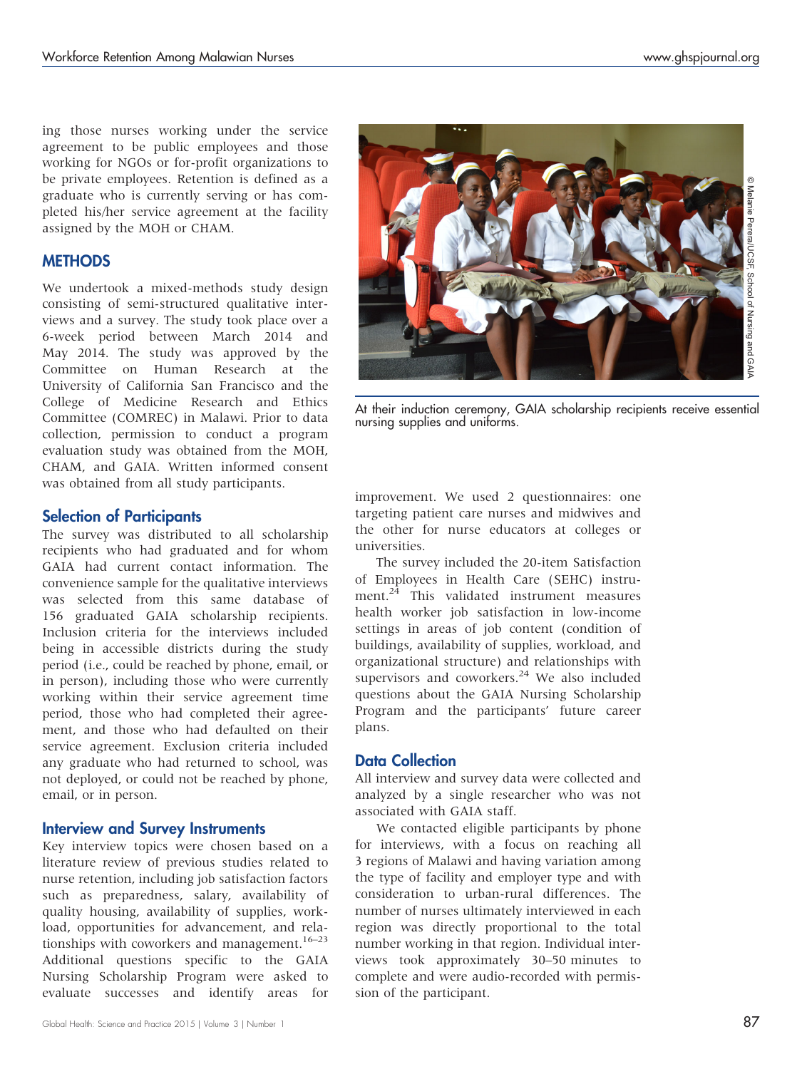ing those nurses working under the service agreement to be public employees and those working for NGOs or for-profit organizations to be private employees. Retention is defined as a graduate who is currently serving or has completed his/her service agreement at the facility assigned by the MOH or CHAM.

## METHODS

We undertook a mixed-methods study design consisting of semi-structured qualitative interviews and a survey. The study took place over a 6-week period between March 2014 and May 2014. The study was approved by the Committee on Human Research at the University of California San Francisco and the College of Medicine Research and Ethics Committee (COMREC) in Malawi. Prior to data collection, permission to conduct a program evaluation study was obtained from the MOH, CHAM, and GAIA. Written informed consent was obtained from all study participants.

### Selection of Participants

The survey was distributed to all scholarship recipients who had graduated and for whom GAIA had current contact information. The convenience sample for the qualitative interviews was selected from this same database of 156 graduated GAIA scholarship recipients. Inclusion criteria for the interviews included being in accessible districts during the study period (i.e., could be reached by phone, email, or in person), including those who were currently working within their service agreement time period, those who had completed their agreement, and those who had defaulted on their service agreement. Exclusion criteria included any graduate who had returned to school, was not deployed, or could not be reached by phone, email, or in person.

### Interview and Survey Instruments

Key interview topics were chosen based on a literature review of previous studies related to nurse retention, including job satisfaction factors such as preparedness, salary, availability of quality housing, availability of supplies, workload, opportunities for advancement, and relationships with coworkers and management.[16–23] Additional questions specific to the GAIA Nursing Scholarship Program were asked to evaluate successes and identify areas for improvement. We used 2 questionnaires: one targeting patient care nurses and midwives and the other for nurse educators at colleges or universities.

The survey included the 20-item Satisfaction of Employees in Health Care (SEHC) instrument.[24] This validated instrument measures health worker job satisfaction in low-income settings in areas of job content (condition of buildings, availability of supplies, workload, and organizational structure) and relationships with supervisors and coworkers.[24] We also included questions about the GAIA Nursing Scholarship Program and the participants' future career plans.

At their induction ceremony, GAIA scholarship recipients receive essential nursing supplies and uniforms.

© Melanie Perera/UCSF School of Nursing and GAIA

### Data Collection

All interview and survey data were collected and analyzed by a single researcher who was not associated with GAIA staff.

We contacted eligible participants by phone for interviews, with a focus on reaching all 3 regions of Malawi and having variation among the type of facility and employer type and with consideration to urban-rural differences. The number of nurses ultimately interviewed in each region was directly proportional to the total number working in that region. Individual interviews took approximately 30–50 minutes to complete and were audio-recorded with permission of the participant.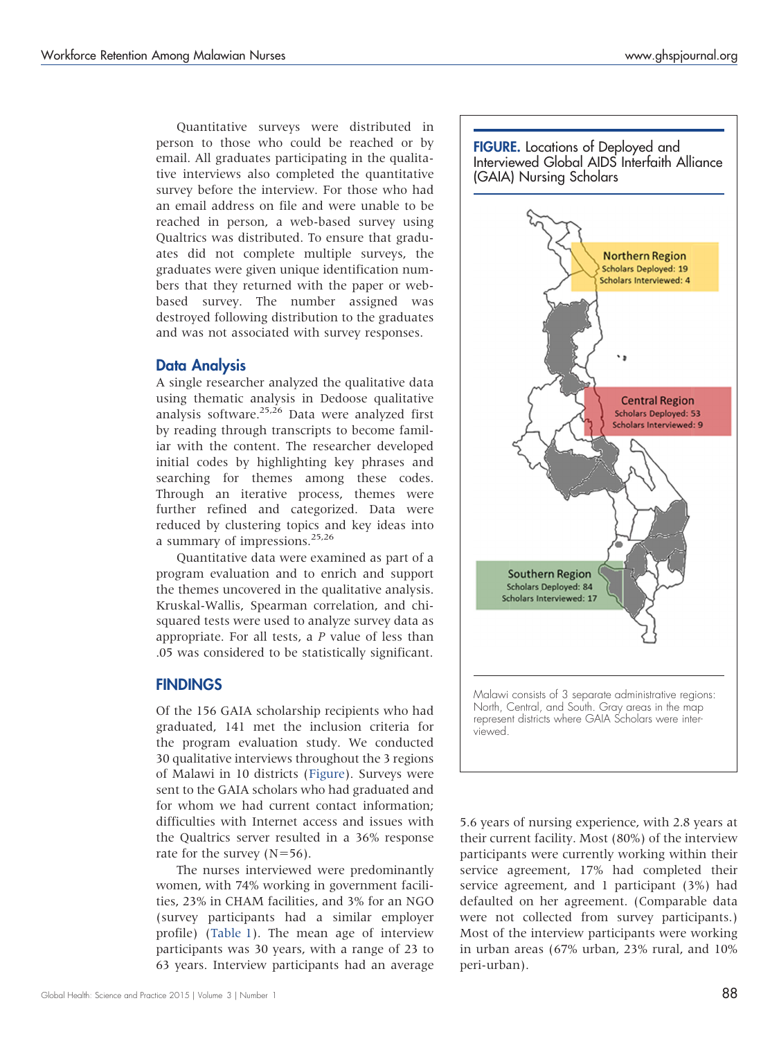Quantitative surveys were distributed in person to those who could be reached or by email. All graduates participating in the qualitative interviews also completed the quantitative survey before the interview. For those who had an email address on file and were unable to be reached in person, a web-based survey using Qualtrics was distributed. To ensure that graduates did not complete multiple surveys, the graduates were given unique identification numbers that they returned with the paper or web-based survey. The number assigned was destroyed following distribution to the graduates and was not associated with survey responses.

## Data Analysis

A single researcher analyzed the qualitative data using thematic analysis in Dedoose qualitative analysis software.[25,26] Data were analyzed first by reading through transcripts to become familiar with the content. The researcher developed initial codes by highlighting key phrases and searching for themes among these codes. Through an iterative process, themes were further refined and categorized. Data were reduced by clustering topics and key ideas into a summary of impressions.[25,26]

Quantitative data were examined as part of a program evaluation and to enrich and support the themes uncovered in the qualitative analysis. Kruskal-Wallis, Spearman correlation, and chi-squared tests were used to analyze survey data as appropriate. For all tests, a $P$ value of less than .05 was considered to be statistically significant.

## FINDINGS

Of the 156 GAIA scholarship recipients who had graduated, 141 met the inclusion criteria for the program evaluation study. We conducted 30 qualitative interviews throughout the 3 regions of Malawi in 10 districts (Figure). Surveys were sent to the GAIA scholars who had graduated and for whom we had current contact information; difficulties with Internet access and issues with the Qualtrics server resulted in a 36% response rate for the survey (N=56).

The nurses interviewed were predominantly women, with 74% working in government facilities, 23% in CHAM facilities, and 3% for an NGO (survey participants had a similar employer profile) (Table 1). The mean age of interview participants was 30 years, with a range of 23 to 63 years. Interview participants had an average 5.6 years of nursing experience, with 2.8 years at their current facility. Most (80%) of the interview participants were currently working within their service agreement, 17% had completed their service agreement, and 1 participant (3%) had defaulted on her agreement. (Comparable data were not collected from survey participants.) Most of the interview participants were working in urban areas (67% urban, 23% rural, and 10% peri-urban).

**FIGURE.** Locations of Deployed and Interviewed Global AIDS Interfaith Alliance (GAIA) Nursing Scholars

Northern Region: Scholars Deployed: 19; Scholars Interviewed: 4

Central Region: Scholars Deployed: 53; Scholars Interviewed: 9

Southern Region: Scholars Deployed: 84; Scholars Interviewed: 17

Malawi consists of 3 separate administrative regions: North, Central, and South. Gray areas in the map represent districts where GAIA Scholars were interviewed.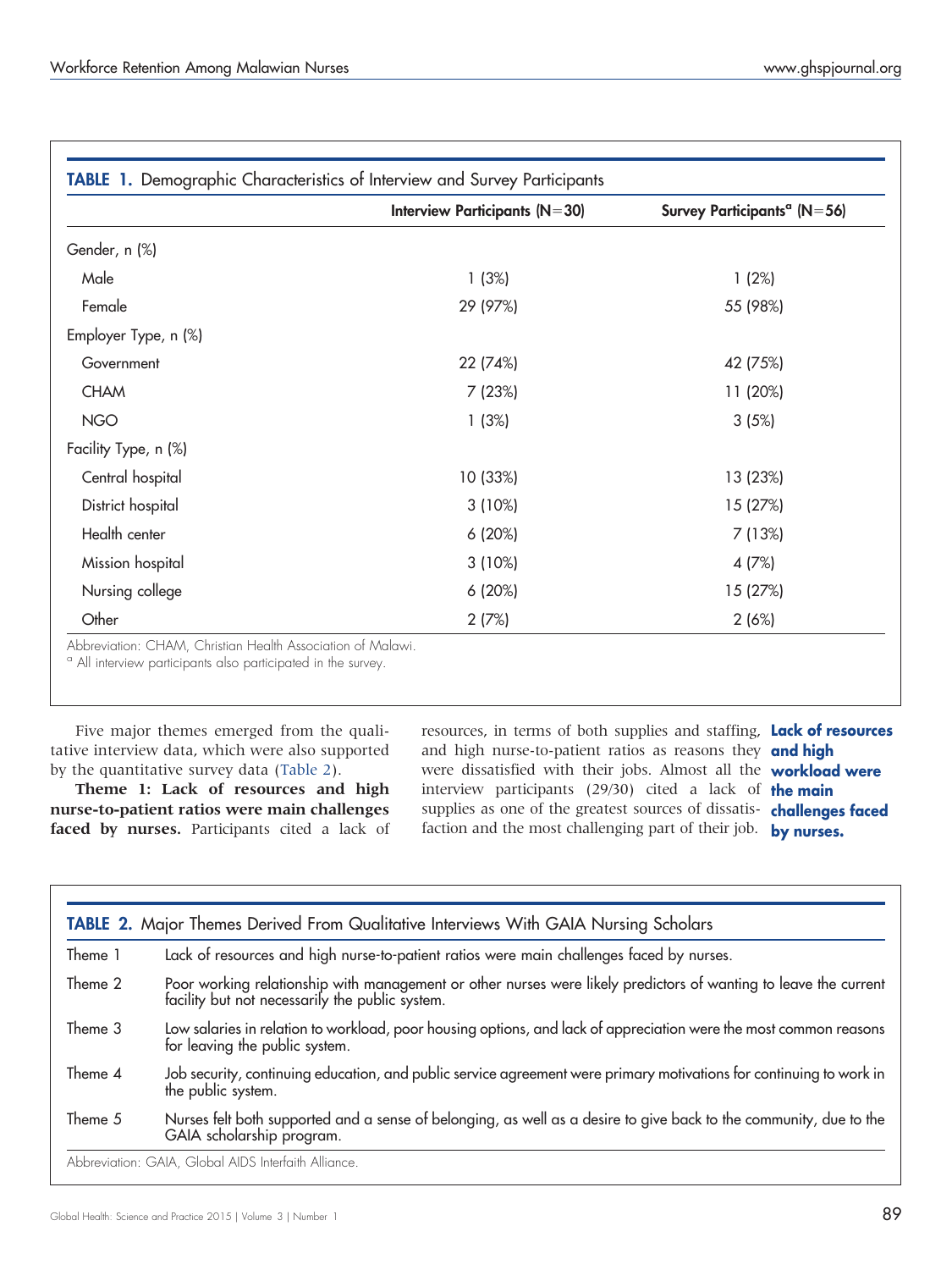**TABLE 1.** Demographic Characteristics of Interview and Survey Participants

| | Interview Participants (N=30) | Survey Participants[a] (N=56) |
|---|---|---|
| Gender, n (%) | | |
| Male | 1 (3%) | 1 (2%) |
| Female | 29 (97%) | 55 (98%) |
| Employer Type, n (%) | | |
| Government | 22 (74%) | 42 (75%) |
| CHAM | 7 (23%) | 11 (20%) |
| NGO | 1 (3%) | 3 (5%) |
| Facility Type, n (%) | | |
| Central hospital | 10 (33%) | 13 (23%) |
| District hospital | 3 (10%) | 15 (27%) |
| Health center | 6 (20%) | 7 (13%) |
| Mission hospital | 3 (10%) | 4 (7%) |
| Nursing college | 6 (20%) | 15 (27%) |
| Other | 2 (7%) | 2 (6%) |

Abbreviation: CHAM, Christian Health Association of Malawi.
[a] All interview participants also participated in the survey.

Five major themes emerged from the qualitative interview data, which were also supported by the quantitative survey data (Table 2).

**Theme 1: Lack of resources and high nurse-to-patient ratios were main challenges faced by nurses.** Participants cited a lack of resources, in terms of both supplies and staffing, and high nurse-to-patient ratios as reasons they were dissatisfied with their jobs. Almost all the interview participants (29/30) cited a lack of supplies as one of the greatest sources of dissatisfaction and the most challenging part of their job.

**Lack of resources and high workload were the main challenges faced by nurses.**

**TABLE 2.** Major Themes Derived From Qualitative Interviews With GAIA Nursing Scholars

| | |
|---|---|
| Theme 1 | Lack of resources and high nurse-to-patient ratios were main challenges faced by nurses. |
| Theme 2 | Poor working relationship with management or other nurses were likely predictors of wanting to leave the current facility but not necessarily the public system. |
| Theme 3 | Low salaries in relation to workload, poor housing options, and lack of appreciation were the most common reasons for leaving the public system. |
| Theme 4 | Job security, continuing education, and public service agreement were primary motivations for continuing to work in the public system. |
| Theme 5 | Nurses felt both supported and a sense of belonging, as well as a desire to give back to the community, due to the GAIA scholarship program. |

Abbreviation: GAIA, Global AIDS Interfaith Alliance.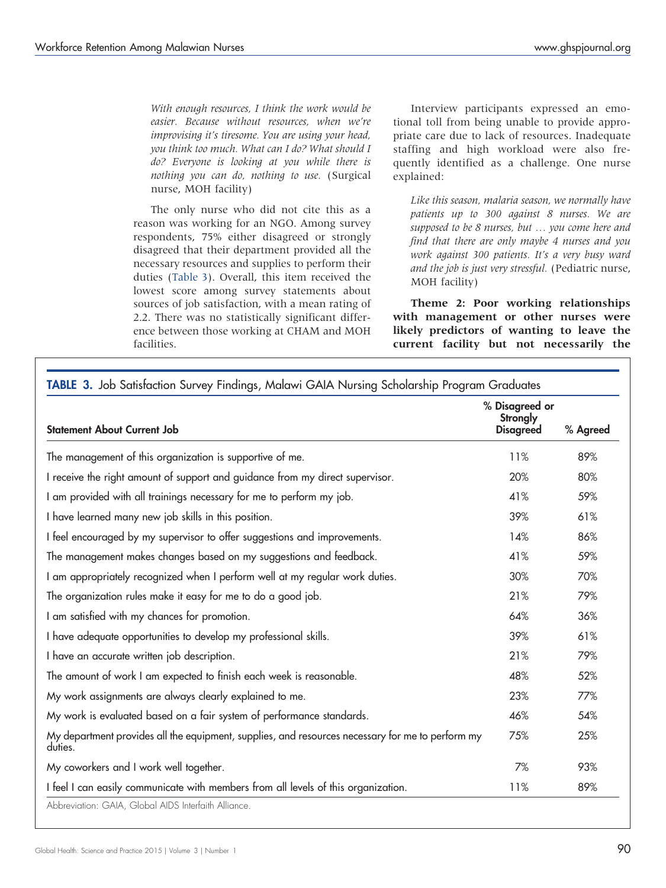*With enough resources, I think the work would be easier. Because without resources, when we're improvising it's tiresome. You are using your head, you think too much. What can I do? What should I do? Everyone is looking at you while there is nothing you can do, nothing to use.* (Surgical nurse, MOH facility)

The only nurse who did not cite this as a reason was working for an NGO. Among survey respondents, 75% either disagreed or strongly disagreed that their department provided all the necessary resources and supplies to perform their duties (Table 3). Overall, this item received the lowest score among survey statements about sources of job satisfaction, with a mean rating of 2.2. There was no statistically significant difference between those working at CHAM and MOH facilities.

Interview participants expressed an emotional toll from being unable to provide appropriate care due to lack of resources. Inadequate staffing and high workload were also frequently identified as a challenge. One nurse explained:

*Like this season, malaria season, we normally have patients up to 300 against 8 nurses. We are supposed to be 8 nurses, but … you come here and find that there are only maybe 4 nurses and you work against 300 patients. It's a very busy ward and the job is just very stressful.* (Pediatric nurse, MOH facility)

**Theme 2: Poor working relationships with management or other nurses were likely predictors of wanting to leave the current facility but not necessarily the**

**TABLE 3.** Job Satisfaction Survey Findings, Malawi GAIA Nursing Scholarship Program Graduates

| Statement About Current Job | % Disagreed or Strongly Disagreed | % Agreed |
|---|---|---|
| The management of this organization is supportive of me. | 11% | 89% |
| I receive the right amount of support and guidance from my direct supervisor. | 20% | 80% |
| I am provided with all trainings necessary for me to perform my job. | 41% | 59% |
| I have learned many new job skills in this position. | 39% | 61% |
| I feel encouraged by my supervisor to offer suggestions and improvements. | 14% | 86% |
| The management makes changes based on my suggestions and feedback. | 41% | 59% |
| I am appropriately recognized when I perform well at my regular work duties. | 30% | 70% |
| The organization rules make it easy for me to do a good job. | 21% | 79% |
| I am satisfied with my chances for promotion. | 64% | 36% |
| I have adequate opportunities to develop my professional skills. | 39% | 61% |
| I have an accurate written job description. | 21% | 79% |
| The amount of work I am expected to finish each week is reasonable. | 48% | 52% |
| My work assignments are always clearly explained to me. | 23% | 77% |
| My work is evaluated based on a fair system of performance standards. | 46% | 54% |
| My department provides all the equipment, supplies, and resources necessary for me to perform my duties. | 75% | 25% |
| My coworkers and I work well together. | 7% | 93% |
| I feel I can easily communicate with members from all levels of this organization. | 11% | 89% |

Abbreviation: GAIA, Global AIDS Interfaith Alliance.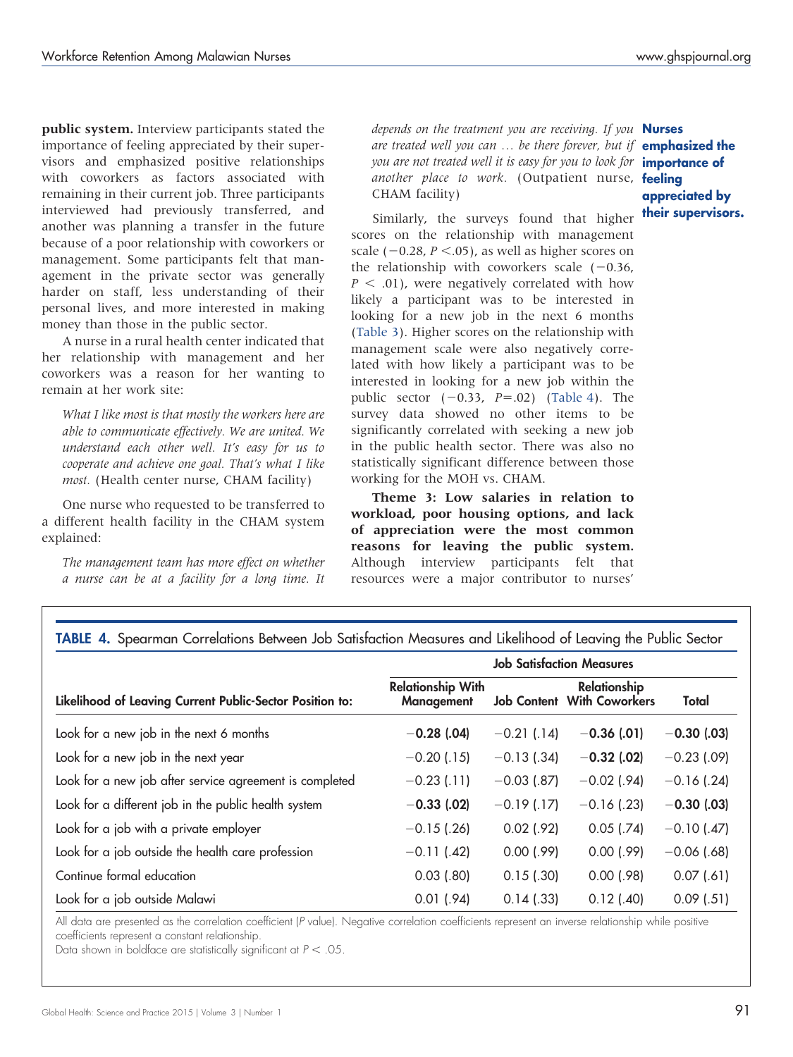**public system.** Interview participants stated the importance of feeling appreciated by their supervisors and emphasized positive relationships with coworkers as factors associated with remaining in their current job. Three participants interviewed had previously transferred, and another was planning a transfer in the future because of a poor relationship with coworkers or management. Some participants felt that management in the private sector was generally harder on staff, less understanding of their personal lives, and more interested in making money than those in the public sector.

A nurse in a rural health center indicated that her relationship with management and her coworkers was a reason for her wanting to remain at her work site:

> *What I like most is that mostly the workers here are able to communicate effectively. We are united. We understand each other well. It's easy for us to cooperate and achieve one goal. That's what I like most.* (Health center nurse, CHAM facility)

One nurse who requested to be transferred to a different health facility in the CHAM system explained:

> *The management team has more effect on whether a nurse can be at a facility for a long time. It depends on the treatment you are receiving. If you are treated well you can … be there forever, but if you are not treated well it is easy for you to look for another place to work.* (Outpatient nurse, CHAM facility)

**Nurses emphasized the importance of feeling appreciated by their supervisors.**

Similarly, the surveys found that higher scores on the relationship with management scale ($-0.28$, $P < .05$), as well as higher scores on the relationship with coworkers scale ($-0.36$, $P < .01$), were negatively correlated with how likely a participant was to be interested in looking for a new job in the next 6 months (Table 3). Higher scores on the relationship with management scale were also negatively correlated with how likely a participant was to be interested in looking for a new job within the public sector ($-0.33$, $P = .02$) (Table 4). The survey data showed no other items to be significantly correlated with seeking a new job in the public health sector. There was also no statistically significant difference between those working for the MOH vs. CHAM.

**Theme 3: Low salaries in relation to workload, poor housing options, and lack of appreciation were the most common reasons for leaving the public system.** Although interview participants felt that resources were a major contributor to nurses'

**TABLE 4.** Spearman Correlations Between Job Satisfaction Measures and Likelihood of Leaving the Public Sector

| | Job Satisfaction Measures | | | |
|---|---|---|---|---|
| **Likelihood of Leaving Current Public-Sector Position to:** | **Relationship With Management** | **Job Content** | **Relationship With Coworkers** | **Total** |
| Look for a new job in the next 6 months | **−0.28 (.04)** | −0.21 (.14) | **−0.36 (.01)** | **−0.30 (.03)** |
| Look for a new job in the next year | −0.20 (.15) | −0.13 (.34) | **−0.32 (.02)** | −0.23 (.09) |
| Look for a new job after service agreement is completed | −0.23 (.11) | −0.03 (.87) | −0.02 (.94) | −0.16 (.24) |
| Look for a different job in the public health system | **−0.33 (.02)** | −0.19 (.17) | −0.16 (.23) | **−0.30 (.03)** |
| Look for a job with a private employer | −0.15 (.26) | 0.02 (.92) | 0.05 (.74) | −0.10 (.47) |
| Look for a job outside the health care profession | −0.11 (.42) | 0.00 (.99) | 0.00 (.99) | −0.06 (.68) |
| Continue formal education | 0.03 (.80) | 0.15 (.30) | 0.00 (.98) | 0.07 (.61) |
| Look for a job outside Malawi | 0.01 (.94) | 0.14 (.33) | 0.12 (.40) | 0.09 (.51) |

All data are presented as the correlation coefficient (P value). Negative correlation coefficients represent an inverse relationship while positive coefficients represent a constant relationship.
Data shown in boldface are statistically significant at $P < .05$.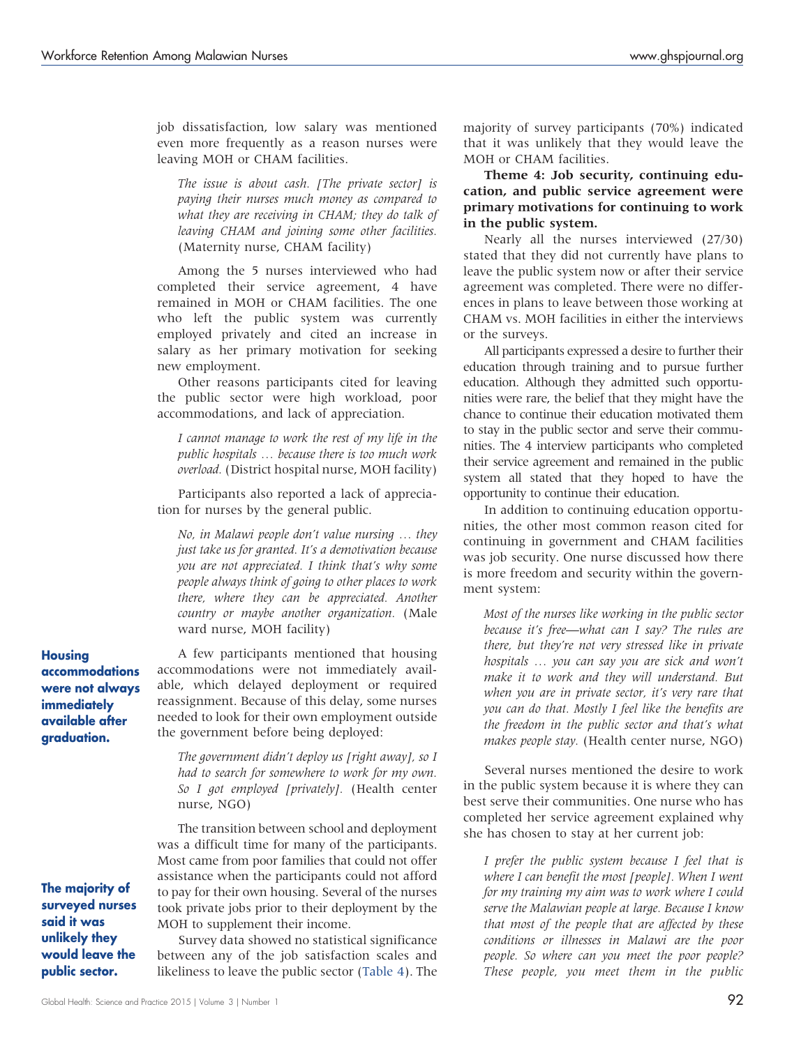job dissatisfaction, low salary was mentioned even more frequently as a reason nurses were leaving MOH or CHAM facilities.

> *The issue is about cash. [The private sector] is paying their nurses much money as compared to what they are receiving in CHAM; they do talk of leaving CHAM and joining some other facilities.* (Maternity nurse, CHAM facility)

Among the 5 nurses interviewed who had completed their service agreement, 4 have remained in MOH or CHAM facilities. The one who left the public system was currently employed privately and cited an increase in salary as her primary motivation for seeking new employment.

Other reasons participants cited for leaving the public sector were high workload, poor accommodations, and lack of appreciation.

> *I cannot manage to work the rest of my life in the public hospitals … because there is too much work overload.* (District hospital nurse, MOH facility)

Participants also reported a lack of appreciation for nurses by the general public.

> *No, in Malawi people don't value nursing … they just take us for granted. It's a demotivation because you are not appreciated. I think that's why some people always think of going to other places to work there, where they can be appreciated. Another country or maybe another organization.* (Male ward nurse, MOH facility)

**Housing accommodations were not always immediately available after graduation.**

A few participants mentioned that housing accommodations were not immediately available, which delayed deployment or required reassignment. Because of this delay, some nurses needed to look for their own employment outside the government before being deployed:

> *The government didn't deploy us [right away], so I had to search for somewhere to work for my own. So I got employed [privately].* (Health center nurse, NGO)

The transition between school and deployment was a difficult time for many of the participants. Most came from poor families that could not offer assistance when the participants could not afford to pay for their own housing. Several of the nurses took private jobs prior to their deployment by the MOH to supplement their income.

**The majority of surveyed nurses said it was unlikely they would leave the public sector.**

Survey data showed no statistical significance between any of the job satisfaction scales and likeliness to leave the public sector (Table 4). The majority of survey participants (70%) indicated that it was unlikely that they would leave the MOH or CHAM facilities.

**Theme 4: Job security, continuing education, and public service agreement were primary motivations for continuing to work in the public system.**

Nearly all the nurses interviewed (27/30) stated that they did not currently have plans to leave the public system now or after their service agreement was completed. There were no differences in plans to leave between those working at CHAM vs. MOH facilities in either the interviews or the surveys.

All participants expressed a desire to further their education through training and to pursue further education. Although they admitted such opportunities were rare, the belief that they might have the chance to continue their education motivated them to stay in the public sector and serve their communities. The 4 interview participants who completed their service agreement and remained in the public system all stated that they hoped to have the opportunity to continue their education.

In addition to continuing education opportunities, the other most common reason cited for continuing in government and CHAM facilities was job security. One nurse discussed how there is more freedom and security within the government system:

> *Most of the nurses like working in the public sector because it's free—what can I say? The rules are there, but they're not very stressed like in private hospitals … you can say you are sick and won't make it to work and they will understand. But when you are in private sector, it's very rare that you can do that. Mostly I feel like the benefits are the freedom in the public sector and that's what makes people stay.* (Health center nurse, NGO)

Several nurses mentioned the desire to work in the public system because it is where they can best serve their communities. One nurse who has completed her service agreement explained why she has chosen to stay at her current job:

> *I prefer the public system because I feel that is where I can benefit the most [people]. When I went for my training my aim was to work where I could serve the Malawian people at large. Because I know that most of the people that are affected by these conditions or illnesses in Malawi are the poor people. So where can you meet the poor people? These people, you meet them in the public*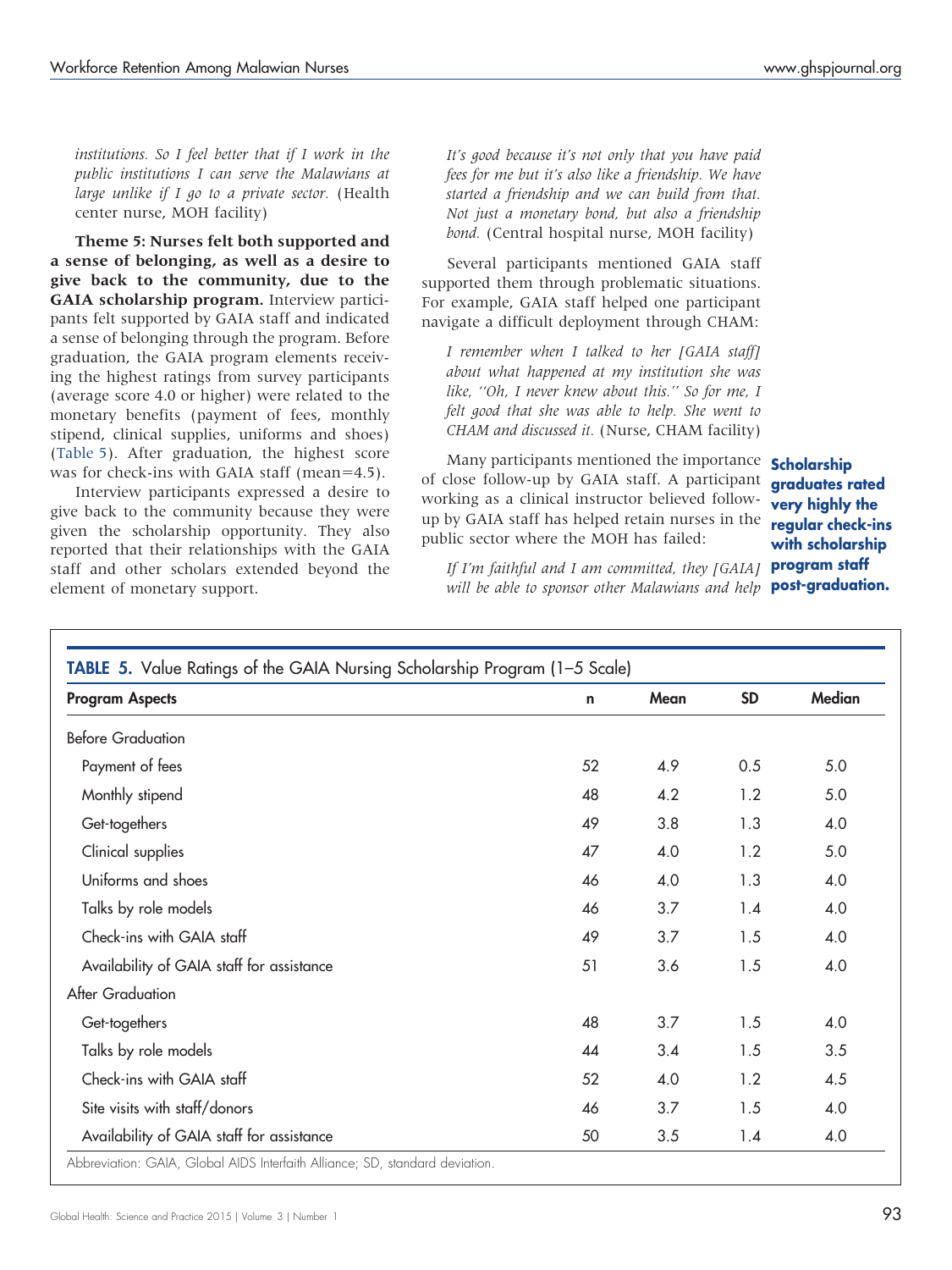*institutions. So I feel better that if I work in the public institutions I can serve the Malawians at large unlike if I go to a private sector.* (Health center nurse, MOH facility)

**Theme 5: Nurses felt both supported and a sense of belonging, as well as a desire to give back to the community, due to the GAIA scholarship program.** Interview participants felt supported by GAIA staff and indicated a sense of belonging through the program. Before graduation, the GAIA program elements receiving the highest ratings from survey participants (average score 4.0 or higher) were related to the monetary benefits (payment of fees, monthly stipend, clinical supplies, uniforms and shoes) (Table 5). After graduation, the highest score was for check-ins with GAIA staff (mean=4.5).

Interview participants expressed a desire to give back to the community because they were given the scholarship opportunity. They also reported that their relationships with the GAIA staff and other scholars extended beyond the element of monetary support.

*It's good because it's not only that you have paid fees for me but it's also like a friendship. We have started a friendship and we can build from that. Not just a monetary bond, but also a friendship bond.* (Central hospital nurse, MOH facility)

Several participants mentioned GAIA staff supported them through problematic situations. For example, GAIA staff helped one participant navigate a difficult deployment through CHAM:

*I remember when I talked to her [GAIA staff] about what happened at my institution she was like, ''Oh, I never knew about this.'' So for me, I felt good that she was able to help. She went to CHAM and discussed it.* (Nurse, CHAM facility)

**Scholarship graduates rated very highly the regular check-ins with scholarship program staff post-graduation.**

Many participants mentioned the importance of close follow-up by GAIA staff. A participant working as a clinical instructor believed follow-up by GAIA staff has helped retain nurses in the public sector where the MOH has failed:

*If I'm faithful and I am committed, they [GAIA] will be able to sponsor other Malawians and help*

**TABLE 5.** Value Ratings of the GAIA Nursing Scholarship Program (1–5 Scale)

| Program Aspects | n | Mean | SD | Median |
|---|---|---|---|---|
| Before Graduation | | | | |
| Payment of fees | 52 | 4.9 | 0.5 | 5.0 |
| Monthly stipend | 48 | 4.2 | 1.2 | 5.0 |
| Get-togethers | 49 | 3.8 | 1.3 | 4.0 |
| Clinical supplies | 47 | 4.0 | 1.2 | 5.0 |
| Uniforms and shoes | 46 | 4.0 | 1.3 | 4.0 |
| Talks by role models | 46 | 3.7 | 1.4 | 4.0 |
| Check-ins with GAIA staff | 49 | 3.7 | 1.5 | 4.0 |
| Availability of GAIA staff for assistance | 51 | 3.6 | 1.5 | 4.0 |
| After Graduation | | | | |
| Get-togethers | 48 | 3.7 | 1.5 | 4.0 |
| Talks by role models | 44 | 3.4 | 1.5 | 3.5 |
| Check-ins with GAIA staff | 52 | 4.0 | 1.2 | 4.5 |
| Site visits with staff/donors | 46 | 3.7 | 1.5 | 4.0 |
| Availability of GAIA staff for assistance | 50 | 3.5 | 1.4 | 4.0 |

Abbreviation: GAIA, Global AIDS Interfaith Alliance; SD, standard deviation.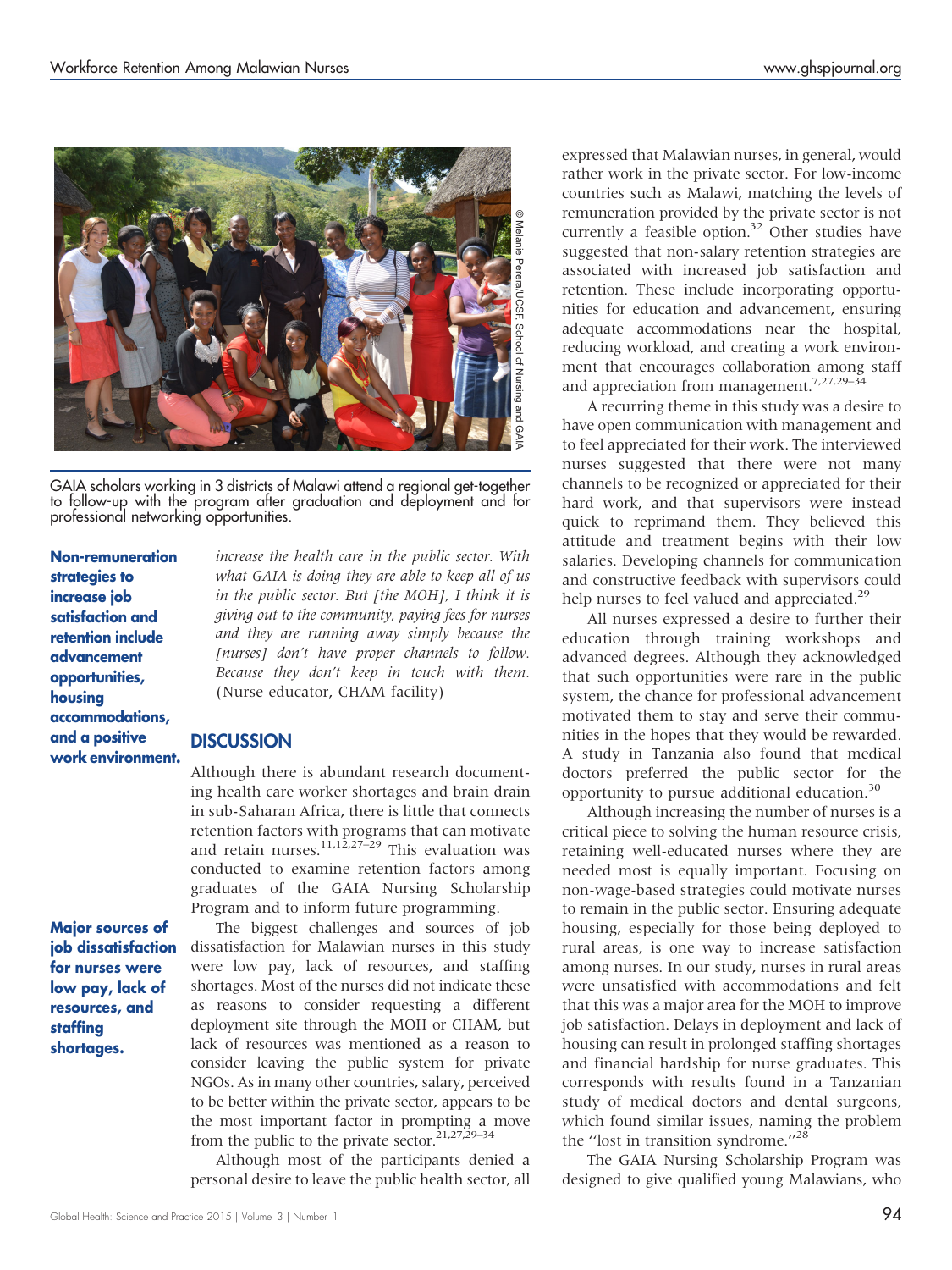GAIA scholars working in 3 districts of Malawi attend a regional get-together to follow-up with the program after graduation and deployment and for professional networking opportunities.

*increase the health care in the public sector. With what GAIA is doing they are able to keep all of us in the public sector. But [the MOH], I think it is giving out to the community, paying fees for nurses and they are running away simply because the [nurses] don't have proper channels to follow. Because they don't keep in touch with them.* (Nurse educator, CHAM facility)

**Non-remuneration strategies to increase job satisfaction and retention include advancement opportunities, housing accommodations, and a positive work environment.**

## DISCUSSION

Although there is abundant research documenting health care worker shortages and brain drain in sub-Saharan Africa, there is little that connects retention factors with programs that can motivate and retain nurses.[11,12,27–29] This evaluation was conducted to examine retention factors among graduates of the GAIA Nursing Scholarship Program and to inform future programming.

**Major sources of job dissatisfaction for nurses were low pay, lack of resources, and staffing shortages.**

The biggest challenges and sources of job dissatisfaction for Malawian nurses in this study were low pay, lack of resources, and staffing shortages. Most of the nurses did not indicate these as reasons to consider requesting a different deployment site through the MOH or CHAM, but lack of resources was mentioned as a reason to consider leaving the public system for private NGOs. As in many other countries, salary, perceived to be better within the private sector, appears to be the most important factor in prompting a move from the public to the private sector.[21,27,29–34]

Although most of the participants denied a personal desire to leave the public health sector, all expressed that Malawian nurses, in general, would rather work in the private sector. For low-income countries such as Malawi, matching the levels of remuneration provided by the private sector is not currently a feasible option.[32] Other studies have suggested that non-salary retention strategies are associated with increased job satisfaction and retention. These include incorporating opportunities for education and advancement, ensuring adequate accommodations near the hospital, reducing workload, and creating a work environment that encourages collaboration among staff and appreciation from management.[7,27,29–34]

A recurring theme in this study was a desire to have open communication with management and to feel appreciated for their work. The interviewed nurses suggested that there were not many channels to be recognized or appreciated for their hard work, and that supervisors were instead quick to reprimand them. They believed this attitude and treatment begins with their low salaries. Developing channels for communication and constructive feedback with supervisors could help nurses to feel valued and appreciated.[29]

All nurses expressed a desire to further their education through training workshops and advanced degrees. Although they acknowledged that such opportunities were rare in the public system, the chance for professional advancement motivated them to stay and serve their communities in the hopes that they would be rewarded. A study in Tanzania also found that medical doctors preferred the public sector for the opportunity to pursue additional education.[30]

Although increasing the number of nurses is a critical piece to solving the human resource crisis, retaining well-educated nurses where they are needed most is equally important. Focusing on non-wage-based strategies could motivate nurses to remain in the public sector. Ensuring adequate housing, especially for those being deployed to rural areas, is one way to increase satisfaction among nurses. In our study, nurses in rural areas were unsatisfied with accommodations and felt that this was a major area for the MOH to improve job satisfaction. Delays in deployment and lack of housing can result in prolonged staffing shortages and financial hardship for nurse graduates. This corresponds with results found in a Tanzanian study of medical doctors and dental surgeons, which found similar issues, naming the problem the "lost in transition syndrome."[28]

The GAIA Nursing Scholarship Program was designed to give qualified young Malawians, who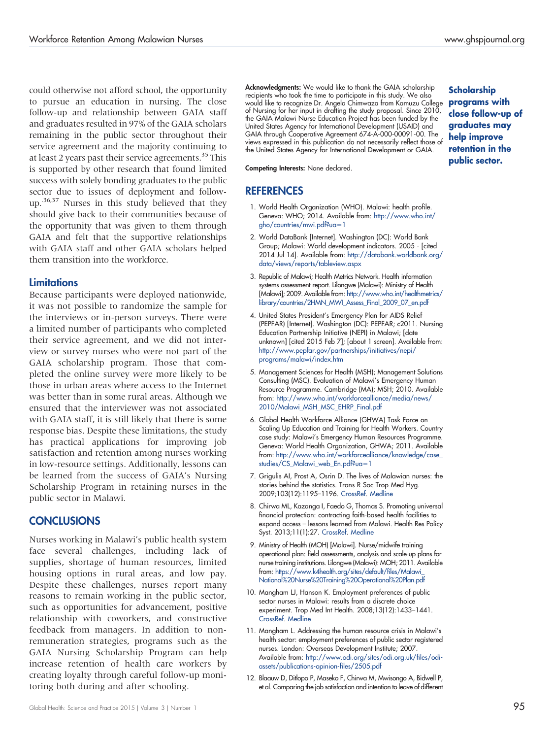could otherwise not afford school, the opportunity to pursue an education in nursing. The close follow-up and relationship between GAIA staff and graduates resulted in 97% of the GAIA scholars remaining in the public sector throughout their service agreement and the majority continuing to at least 2 years past their service agreements.[35] This is supported by other research that found limited success with solely bonding graduates to the public sector due to issues of deployment and follow-up.[36,37] Nurses in this study believed that they should give back to their communities because of the opportunity that was given to them through GAIA and felt that the supportive relationships with GAIA staff and other GAIA scholars helped them transition into the workforce.

### Limitations

Because participants were deployed nationwide, it was not possible to randomize the sample for the interviews or in-person surveys. There were a limited number of participants who completed their service agreement, and we did not interview or survey nurses who were not part of the GAIA scholarship program. Those that completed the online survey were more likely to be those in urban areas where access to the Internet was better than in some rural areas. Although we ensured that the interviewer was not associated with GAIA staff, it is still likely that there is some response bias. Despite these limitations, the study has practical applications for improving job satisfaction and retention among nurses working in low-resource settings. Additionally, lessons can be learned from the success of GAIA's Nursing Scholarship Program in retaining nurses in the public sector in Malawi.

## CONCLUSIONS

Nurses working in Malawi's public health system face several challenges, including lack of supplies, shortage of human resources, limited housing options in rural areas, and low pay. Despite these challenges, nurses report many reasons to remain working in the public sector, such as opportunities for advancement, positive relationship with coworkers, and constructive feedback from managers. In addition to non-remuneration strategies, programs such as the GAIA Nursing Scholarship Program can help increase retention of health care workers by creating loyalty through careful follow-up monitoring both during and after schooling.

**Scholarship programs with close follow-up of graduates may help improve retention in the public sector.**

**Acknowledgments:** We would like to thank the GAIA scholarship recipients who took the time to participate in this study. We also would like to recognize Dr. Angela Chimwaza from Kamuzu College of Nursing for her input in drafting the study proposal. Since 2010, the GAIA Malawi Nurse Education Project has been funded by the United States Agency for International Development (USAID) and GAIA through Cooperative Agreement 674-A-000-00091-00. The views expressed in this publication do not necessarily reflect those of the United States Agency for International Development or GAIA.

**Competing Interests:** None declared.

## REFERENCES

1. World Health Organization (WHO). Malawi: health profile. Geneva: WHO; 2014. Available from: http://www.who.int/gho/countries/mwi.pdf?ua=1
2. World DataBank [Internet]. Washington (DC): World Bank Group; Malawi: World development indicators. 2005 - [cited 2014 Jul 14]. Available from: http://databank.worldbank.org/data/views/reports/tableview.aspx
3. Republic of Malawi; Health Metrics Network. Health information systems assessment report. Lilongwe (Malawi): Ministry of Health [Malawi]; 2009. Available from: http://www.who.int/healthmetrics/library/countries/2HMN_MWI_Assess_Final_2009_07_en.pdf
4. United States President's Emergency Plan for AIDS Relief (PEPFAR) [Internet]. Washington (DC): PEPFAR; c2011. Nursing Education Partnership Initiative (NEPI) in Malawi; [date unknown] [cited 2015 Feb 7]; [about 1 screen]. Available from: http://www.pepfar.gov/partnerships/initiatives/nepi/programs/malawi/index.htm
5. Management Sciences for Health (MSH); Management Solutions Consulting (MSC). Evaluation of Malawi's Emergency Human Resource Programme. Cambridge (MA); MSH; 2010. Available from: http://www.who.int/workforcealliance/media/news/2010/Malawi_MSH_MSC_EHRP_Final.pdf
6. Global Health Workforce Alliance (GHWA) Task Force on Scaling Up Education and Training for Health Workers. Country case study: Malawi's Emergency Human Resources Programme. Geneva: World Health Organization, GHWA; 2011. Available from: http://www.who.int/workforcealliance/knowledge/case_studies/CS_Malawi_web_En.pdf?ua=1
7. Grigulis AI, Prost A, Osrin D. The lives of Malawian nurses: the stories behind the statistics. Trans R Soc Trop Med Hyg. 2009;103(12):1195–1196. CrossRef. Medline
8. Chirwa ML, Kazanga I, Faedo G, Thomas S. Promoting universal financial protection: contracting faith-based health facilities to expand access – lessons learned from Malawi. Health Res Policy Syst. 2013;11(1):27. CrossRef. Medline
9. Ministry of Health (MOH) [Malawi]. Nurse/midwife training operational plan: field assessments, analysis and scale-up plans for nurse training institutions. Lilongwe (Malawi): MOH; 2011. Available from: https://www.k4health.org/sites/default/files/Malawi_National%20Nurse%20Training%20Operational%20Plan.pdf
10. Mangham LJ, Hanson K. Employment preferences of public sector nurses in Malawi: results from a discrete choice experiment. Trop Med Int Health. 2008;13(12):1433–1441. CrossRef. Medline
11. Mangham L. Addressing the human resource crisis in Malawi's health sector: employment preferences of public sector registered nurses. London: Overseas Development Institute; 2007. Available from: http://www.odi.org/sites/odi.org.uk/files/odi-assets/publications-opinion-files/2505.pdf
12. Blaauw D, Ditlopo P, Maseko F, Chirwa M, Mwisongo A, Bidwell P, et al. Comparing the job satisfaction and intention to leave of different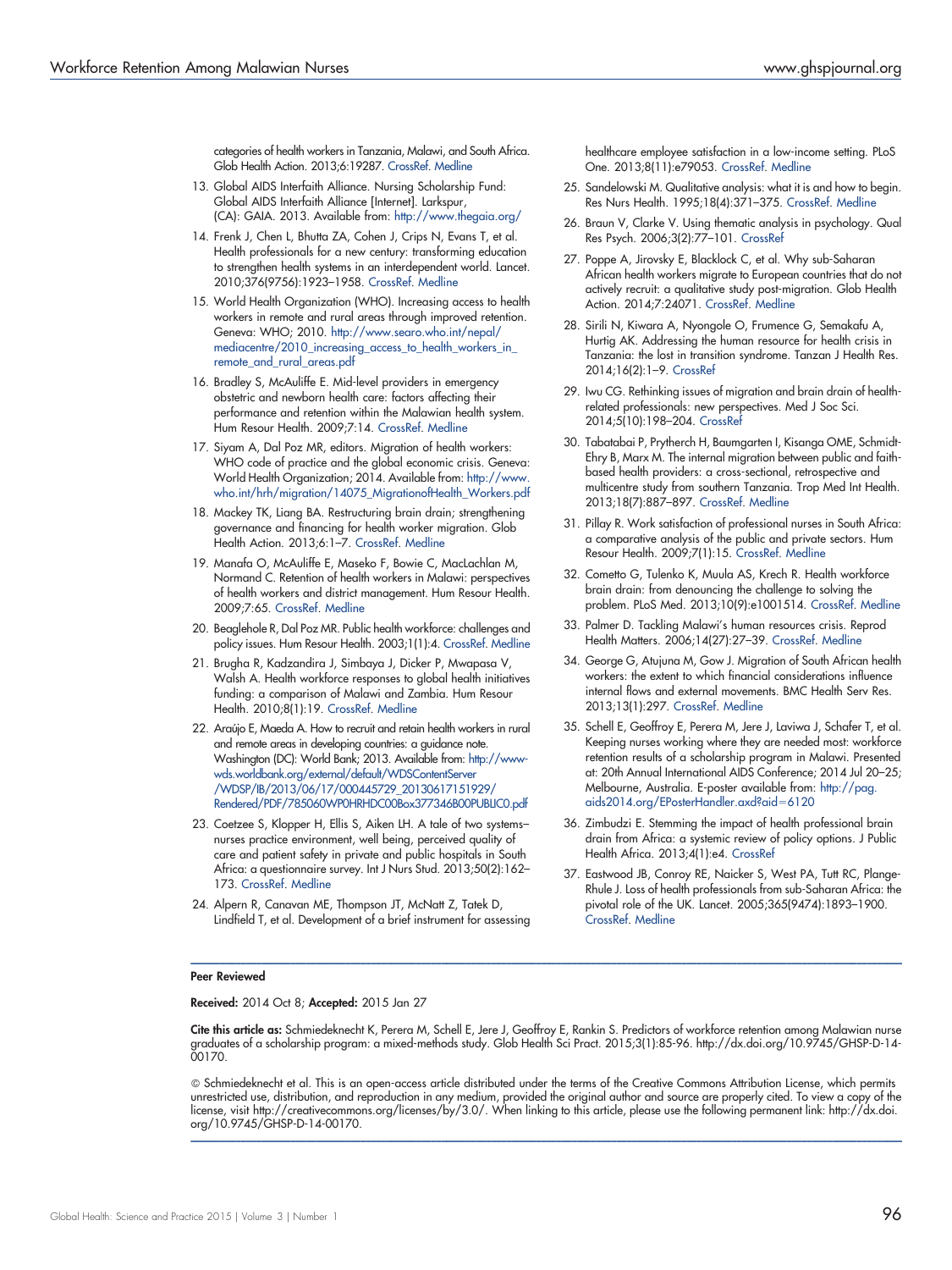categories of health workers in Tanzania, Malawi, and South Africa. Glob Health Action. 2013;6:19287. CrossRef. Medline

13. Global AIDS Interfaith Alliance. Nursing Scholarship Fund: Global AIDS Interfaith Alliance [Internet]. Larkspur, (CA): GAIA. 2013. Available from: http://www.thegaia.org/
14. Frenk J, Chen L, Bhutta ZA, Cohen J, Crips N, Evans T, et al. Health professionals for a new century: transforming education to strengthen health systems in an interdependent world. Lancet. 2010;376(9756):1923–1958. CrossRef. Medline
15. World Health Organization (WHO). Increasing access to health workers in remote and rural areas through improved retention. Geneva: WHO; 2010. http://www.searo.who.int/nepal/mediacentre/2010_increasing_access_to_health_workers_in_remote_and_rural_areas.pdf
16. Bradley S, McAuliffe E. Mid-level providers in emergency obstetric and newborn health care: factors affecting their performance and retention within the Malawian health system. Hum Resour Health. 2009;7:14. CrossRef. Medline
17. Siyam A, Dal Poz MR, editors. Migration of health workers: WHO code of practice and the global economic crisis. Geneva: World Health Organization; 2014. Available from: http://www.who.int/hrh/migration/14075_MigrationofHealth_Workers.pdf
18. Mackey TK, Liang BA. Restructuring brain drain; strengthening governance and financing for health worker migration. Glob Health Action. 2013;6:1–7. CrossRef. Medline
19. Manafa O, McAuliffe E, Maseko F, Bowie C, MacLachlan M, Normand C. Retention of health workers in Malawi: perspectives of health workers and district management. Hum Resour Health. 2009;7:65. CrossRef. Medline
20. Beaglehole R, Dal Poz MR. Public health workforce: challenges and policy issues. Hum Resour Health. 2003;1(1):4. CrossRef. Medline
21. Brugha R, Kadzandira J, Simbaya J, Dicker P, Mwapasa V, Walsh A. Health workforce responses to global health initiatives funding: a comparison of Malawi and Zambia. Hum Resour Health. 2010;8(1):19. CrossRef. Medline
22. Araújo E, Maeda A. How to recruit and retain health workers in rural and remote areas in developing countries: a guidance note. Washington (DC): World Bank; 2013. Available from: http://www-wds.worldbank.org/external/default/WDSContentServer/WDSP/IB/2013/06/17/000445729_20130617151929/Rendered/PDF/785060WP0HRHDC00Box377346B00PUBLIC0.pdf
23. Coetzee S, Klopper H, Ellis S, Aiken LH. A tale of two systems–nurses practice environment, well being, perceived quality of care and patient safety in private and public hospitals in South Africa: a questionnaire survey. Int J Nurs Stud. 2013;50(2):162–173. CrossRef. Medline
24. Alpern R, Canavan ME, Thompson JT, McNatt Z, Tatek D, Lindfield T, et al. Development of a brief instrument for assessing healthcare employee satisfaction in a low-income setting. PLoS One. 2013;8(11):e79053. CrossRef. Medline
25. Sandelowski M. Qualitative analysis: what it is and how to begin. Res Nurs Health. 1995;18(4):371–375. CrossRef. Medline
26. Braun V, Clarke V. Using thematic analysis in psychology. Qual Res Psych. 2006;3(2):77–101. CrossRef
27. Poppe A, Jirovsky E, Blacklock C, et al. Why sub-Saharan African health workers migrate to European countries that do not actively recruit: a qualitative study post-migration. Glob Health Action. 2014;7:24071. CrossRef. Medline
28. Sirili N, Kiwara A, Nyongole O, Frumence G, Semakafu A, Hurtig AK. Addressing the human resource for health crisis in Tanzania: the lost in transition syndrome. Tanzan J Health Res. 2014;16(2):1–9. CrossRef
29. Iwu CG. Rethinking issues of migration and brain drain of health-related professionals: new perspectives. Med J Soc Sci. 2014;5(10):198–204. CrossRef
30. Tabatabai P, Prytherch H, Baumgarten I, Kisanga OME, Schmidt-Ehry B, Marx M. The internal migration between public and faith-based health providers: a cross-sectional, retrospective and multicentre study from southern Tanzania. Trop Med Int Health. 2013;18(7):887–897. CrossRef. Medline
31. Pillay R. Work satisfaction of professional nurses in South Africa: a comparative analysis of the public and private sectors. Hum Resour Health. 2009;7(1):15. CrossRef. Medline
32. Cometto G, Tulenko K, Muula AS, Krech R. Health workforce brain drain: from denouncing the challenge to solving the problem. PLoS Med. 2013;10(9):e1001514. CrossRef. Medline
33. Palmer D. Tackling Malawi's human resources crisis. Reprod Health Matters. 2006;14(27):27–39. CrossRef. Medline
34. George G, Atujuna M, Gow J. Migration of South African health workers: the extent to which financial considerations influence internal flows and external movements. BMC Health Serv Res. 2013;13(1):297. CrossRef. Medline
35. Schell E, Geoffroy E, Perera M, Jere J, Laviwa J, Schafer T, et al. Keeping nurses working where they are needed most: workforce retention results of a scholarship program in Malawi. Presented at: 20th Annual International AIDS Conference; 2014 Jul 20–25; Melbourne, Australia. E-poster available from: http://pag.aids2014.org/EPosterHandler.axd?aid=6120
36. Zimbudzi E. Stemming the impact of health professional brain drain from Africa: a systemic review of policy options. J Public Health Africa. 2013;4(1):e4. CrossRef
37. Eastwood JB, Conroy RE, Naicker S, West PA, Tutt RC, Plange-Rhule J. Loss of health professionals from sub-Saharan Africa: the pivotal role of the UK. Lancet. 2005;365(9474):1893–1900. CrossRef. Medline

---

**Peer Reviewed**

**Received:** 2014 Oct 8; **Accepted:** 2015 Jan 27

**Cite this article as:** Schmiedeknecht K, Perera M, Schell E, Jere J, Geoffroy E, Rankin S. Predictors of workforce retention among Malawian nurse graduates of a scholarship program: a mixed-methods study. Glob Health Sci Pract. 2015;3(1):85-96. http://dx.doi.org/10.9745/GHSP-D-14-00170.

© Schmiedeknecht et al. This is an open-access article distributed under the terms of the Creative Commons Attribution License, which permits unrestricted use, distribution, and reproduction in any medium, provided the original author and source are properly cited. To view a copy of the license, visit http://creativecommons.org/licenses/by/3.0/. When linking to this article, please use the following permanent link: http://dx.doi.org/10.9745/GHSP-D-14-00170.

---